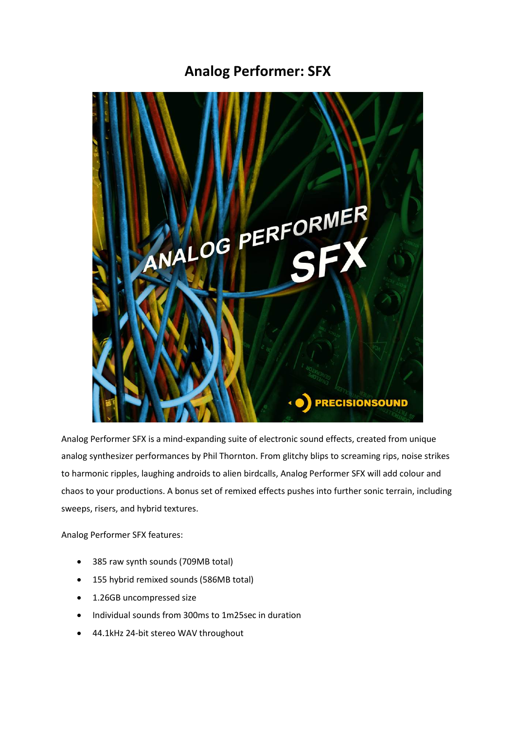# Analog Performer: SFX

Analog Performer SFX is a mind-expanding suite of electronic sound effects, created from unique analog synthesizer performances by Phil Thornton. From glitchy blips to screaming rips, noise strikes to harmonic ripples, laughing androids to alien birdcalls, Analog Performer SFX will add colour and chaos to your productions. A bonus set of remixed effects pushes into further sonic terrain, including sweeps, risers, and hybrid textures.

Analog Performer SFX features:

- 385 raw synth sounds (709MB total)
- 155 hybrid remixed sounds (586MB total)
- 1.26GB uncompressed size
- Individual sounds from 300ms to 1m25sec in duration
- 44.1kHz 24-bit stereo WAV throughout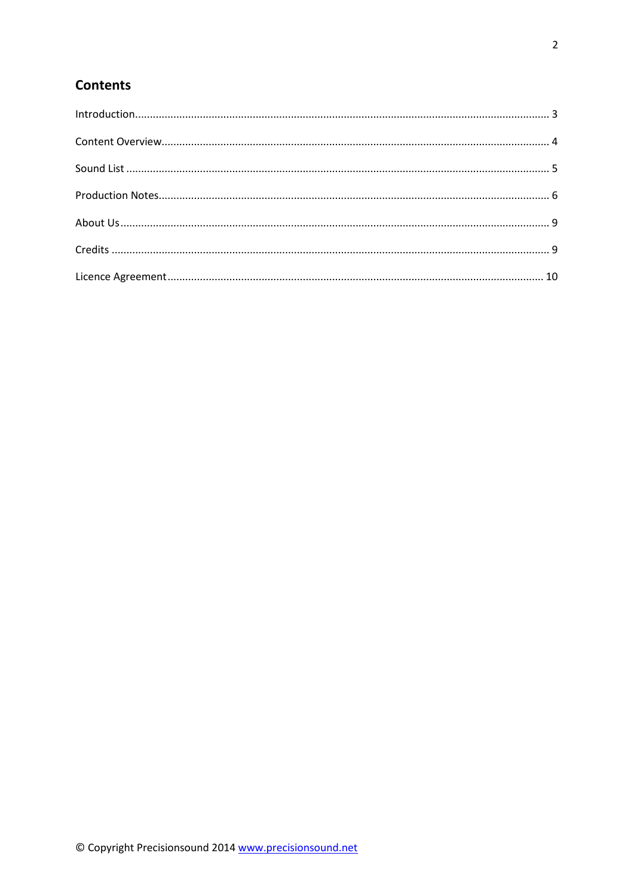## Contents

Introduction................................................................................................................................ 3

Content Overview........................................................................................................................ 4

Sound List .................................................................................................................................... 5

Production Notes.......................................................................................................................... 6

About Us ...................................................................................................................................... 9

Credits .......................................................................................................................................... 9

Licence Agreement .................................................................................................................... 10

© Copyright Precisionsound 2014 www.precisionsound.net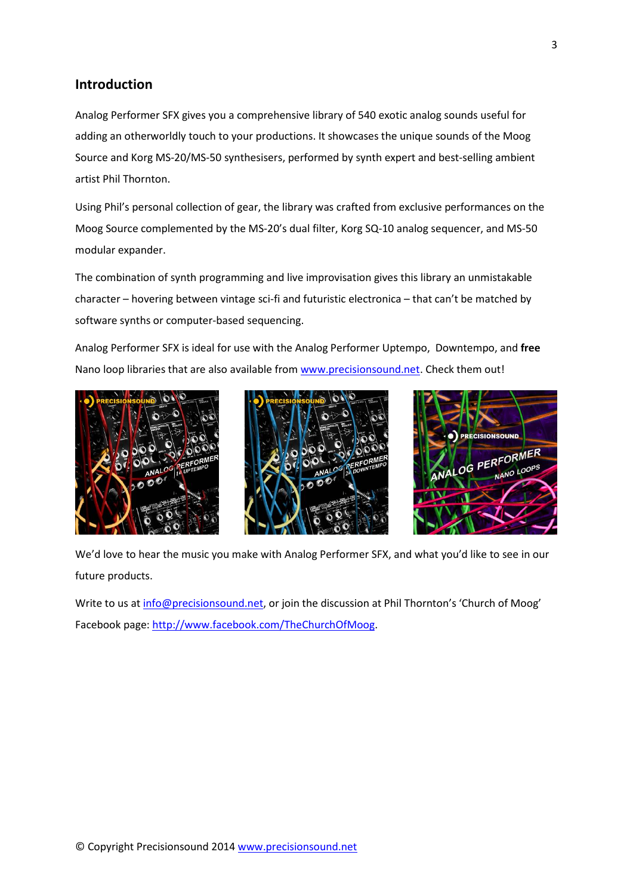## Introduction

Analog Performer SFX gives you a comprehensive library of 540 exotic analog sounds useful for adding an otherworldly touch to your productions. It showcases the unique sounds of the Moog Source and Korg MS-20/MS-50 synthesisers, performed by synth expert and best-selling ambient artist Phil Thornton.

Using Phil's personal collection of gear, the library was crafted from exclusive performances on the Moog Source complemented by the MS-20's dual filter, Korg SQ-10 analog sequencer, and MS-50 modular expander.

The combination of synth programming and live improvisation gives this library an unmistakable character – hovering between vintage sci-fi and futuristic electronica – that can't be matched by software synths or computer-based sequencing.

Analog Performer SFX is ideal for use with the Analog Performer Uptempo, Downtempo, and **free** Nano loop libraries that are also available from [www.precisionsound.net](http://www.precisionsound.net). Check them out!

We'd love to hear the music you make with Analog Performer SFX, and what you'd like to see in our future products.

Write to us at [info@precisionsound.net](mailto:info@precisionsound.net), or join the discussion at Phil Thornton's 'Church of Moog' Facebook page: [http://www.facebook.com/TheChurchOfMoog](http://www.facebook.com/TheChurchOfMoog).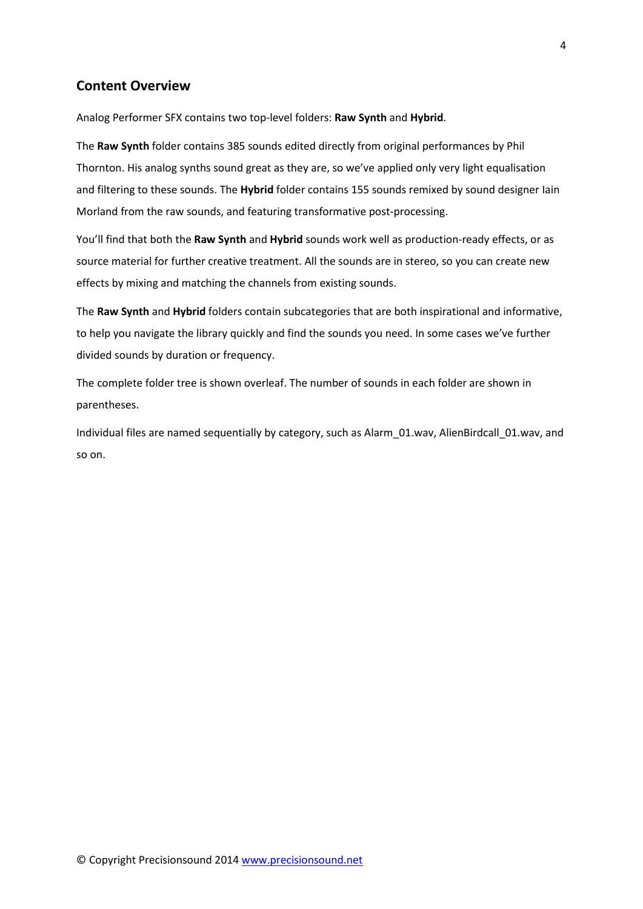## Content Overview

Analog Performer SFX contains two top-level folders: **Raw Synth** and **Hybrid**.

The **Raw Synth** folder contains 385 sounds edited directly from original performances by Phil Thornton. His analog synths sound great as they are, so we've applied only very light equalisation and filtering to these sounds. The **Hybrid** folder contains 155 sounds remixed by sound designer Iain Morland from the raw sounds, and featuring transformative post-processing.

You'll find that both the **Raw Synth** and **Hybrid** sounds work well as production-ready effects, or as source material for further creative treatment. All the sounds are in stereo, so you can create new effects by mixing and matching the channels from existing sounds.

The **Raw Synth** and **Hybrid** folders contain subcategories that are both inspirational and informative, to help you navigate the library quickly and find the sounds you need. In some cases we've further divided sounds by duration or frequency.

The complete folder tree is shown overleaf. The number of sounds in each folder are shown in parentheses.

Individual files are named sequentially by category, such as Alarm_01.wav, AlienBirdcall_01.wav, and so on.

© Copyright Precisionsound 2014 [www.precisionsound.net](http://www.precisionsound.net)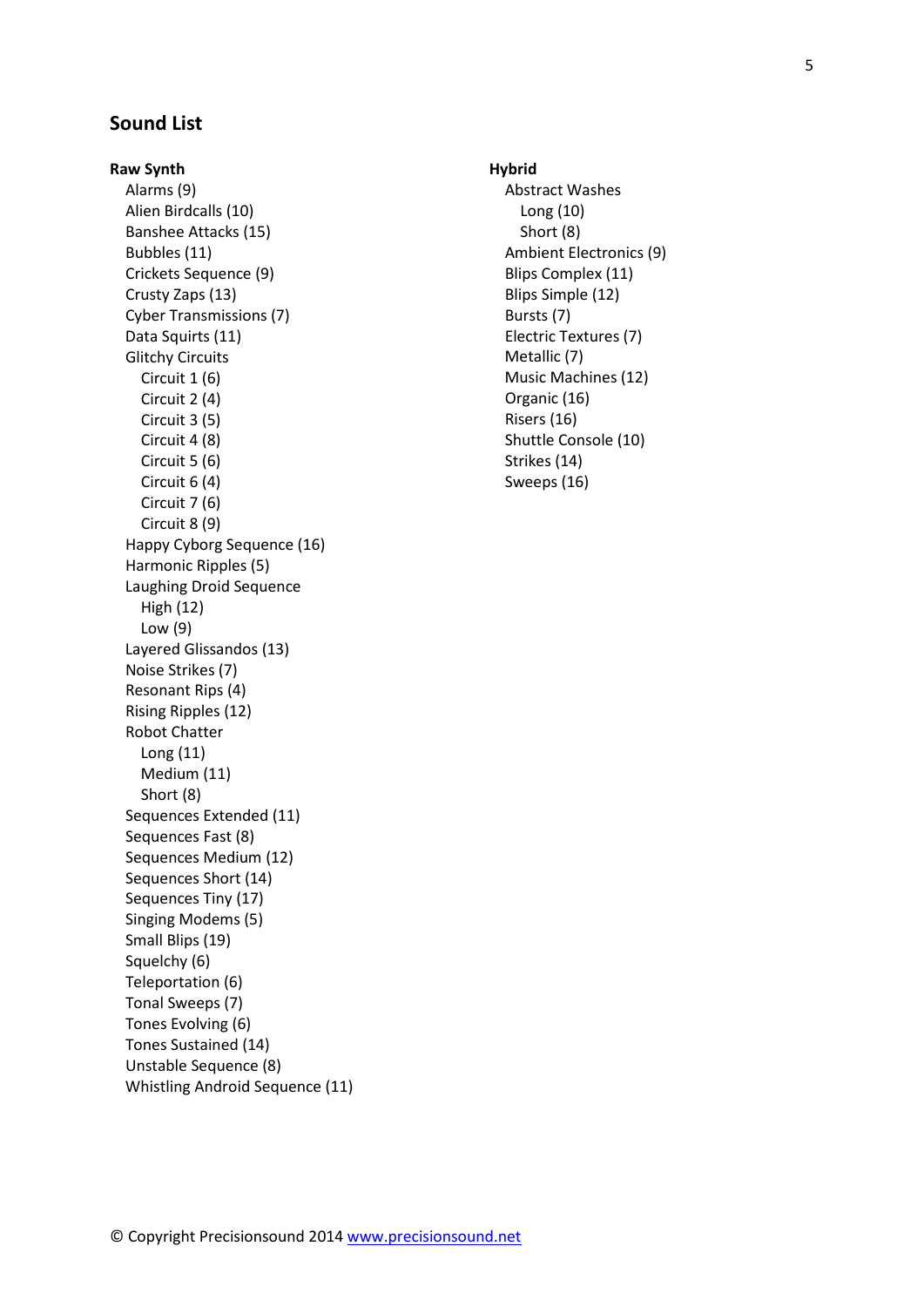## Sound List

**Raw Synth**

- Alarms (9)
- Alien Birdcalls (10)
- Banshee Attacks (15)
- Bubbles (11)
- Crickets Sequence (9)
- Crusty Zaps (13)
- Cyber Transmissions (7)
- Data Squirts (11)
- Glitchy Circuits
  - Circuit 1 (6)
  - Circuit 2 (4)
  - Circuit 3 (5)
  - Circuit 4 (8)
  - Circuit 5 (6)
  - Circuit 6 (4)
  - Circuit 7 (6)
  - Circuit 8 (9)
- Happy Cyborg Sequence (16)
- Harmonic Ripples (5)
- Laughing Droid Sequence
  - High (12)
  - Low (9)
- Layered Glissandos (13)
- Noise Strikes (7)
- Resonant Rips (4)
- Rising Ripples (12)
- Robot Chatter
  - Long (11)
  - Medium (11)
  - Short (8)
- Sequences Extended (11)
- Sequences Fast (8)
- Sequences Medium (12)
- Sequences Short (14)
- Sequences Tiny (17)
- Singing Modems (5)
- Small Blips (19)
- Squelchy (6)
- Teleportation (6)
- Tonal Sweeps (7)
- Tones Evolving (6)
- Tones Sustained (14)
- Unstable Sequence (8)
- Whistling Android Sequence (11)

**Hybrid**

- Abstract Washes
  - Long (10)
  - Short (8)
- Ambient Electronics (9)
- Blips Complex (11)
- Blips Simple (12)
- Bursts (7)
- Electric Textures (7)
- Metallic (7)
- Music Machines (12)
- Organic (16)
- Risers (16)
- Shuttle Console (10)
- Strikes (14)
- Sweeps (16)

© Copyright Precisionsound 2014 www.precisionsound.net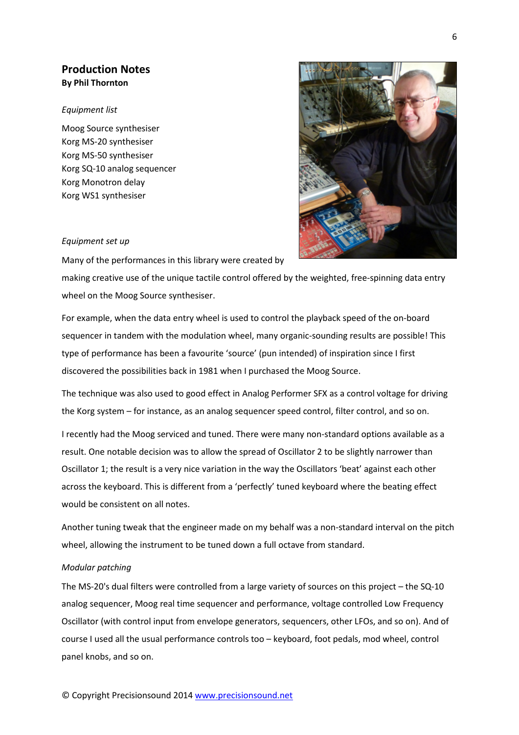## Production Notes

**By Phil Thornton**

*Equipment list*

Moog Source synthesiser
Korg MS-20 synthesiser
Korg MS-50 synthesiser
Korg SQ-10 analog sequencer
Korg Monotron delay
Korg WS1 synthesiser

*Equipment set up*

Many of the performances in this library were created by making creative use of the unique tactile control offered by the weighted, free-spinning data entry wheel on the Moog Source synthesiser.

For example, when the data entry wheel is used to control the playback speed of the on-board sequencer in tandem with the modulation wheel, many organic-sounding results are possible! This type of performance has been a favourite 'source' (pun intended) of inspiration since I first discovered the possibilities back in 1981 when I purchased the Moog Source.

The technique was also used to good effect in Analog Performer SFX as a control voltage for driving the Korg system – for instance, as an analog sequencer speed control, filter control, and so on.

I recently had the Moog serviced and tuned. There were many non-standard options available as a result. One notable decision was to allow the spread of Oscillator 2 to be slightly narrower than Oscillator 1; the result is a very nice variation in the way the Oscillators 'beat' against each other across the keyboard. This is different from a 'perfectly' tuned keyboard where the beating effect would be consistent on all notes.

Another tuning tweak that the engineer made on my behalf was a non-standard interval on the pitch wheel, allowing the instrument to be tuned down a full octave from standard.

*Modular patching*

The MS-20's dual filters were controlled from a large variety of sources on this project – the SQ-10 analog sequencer, Moog real time sequencer and performance, voltage controlled Low Frequency Oscillator (with control input from envelope generators, sequencers, other LFOs, and so on). And of course I used all the usual performance controls too – keyboard, foot pedals, mod wheel, control panel knobs, and so on.

© Copyright Precisionsound 2014 [www.precisionsound.net](http://www.precisionsound.net)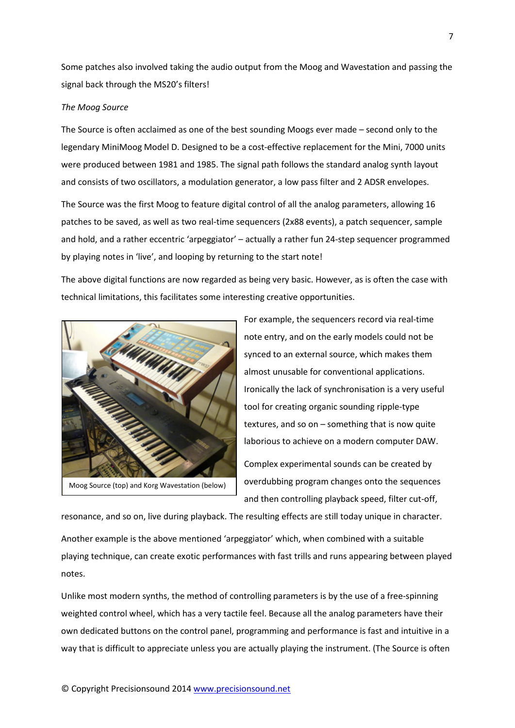Some patches also involved taking the audio output from the Moog and Wavestation and passing the signal back through the MS20's filters!

*The Moog Source*

The Source is often acclaimed as one of the best sounding Moogs ever made – second only to the legendary MiniMoog Model D. Designed to be a cost-effective replacement for the Mini, 7000 units were produced between 1981 and 1985. The signal path follows the standard analog synth layout and consists of two oscillators, a modulation generator, a low pass filter and 2 ADSR envelopes.

The Source was the first Moog to feature digital control of all the analog parameters, allowing 16 patches to be saved, as well as two real-time sequencers (2x88 events), a patch sequencer, sample and hold, and a rather eccentric 'arpeggiator' – actually a rather fun 24-step sequencer programmed by playing notes in 'live', and looping by returning to the start note!

The above digital functions are now regarded as being very basic. However, as is often the case with technical limitations, this facilitates some interesting creative opportunities.

Moog Source (top) and Korg Wavestation (below)

For example, the sequencers record via real-time note entry, and on the early models could not be synced to an external source, which makes them almost unusable for conventional applications. Ironically the lack of synchronisation is a very useful tool for creating organic sounding ripple-type textures, and so on – something that is now quite laborious to achieve on a modern computer DAW.

Complex experimental sounds can be created by overdubbing program changes onto the sequences and then controlling playback speed, filter cut-off, resonance, and so on, live during playback. The resulting effects are still today unique in character.

Another example is the above mentioned 'arpeggiator' which, when combined with a suitable playing technique, can create exotic performances with fast trills and runs appearing between played notes.

Unlike most modern synths, the method of controlling parameters is by the use of a free-spinning weighted control wheel, which has a very tactile feel. Because all the analog parameters have their own dedicated buttons on the control panel, programming and performance is fast and intuitive in a way that is difficult to appreciate unless you are actually playing the instrument. (The Source is often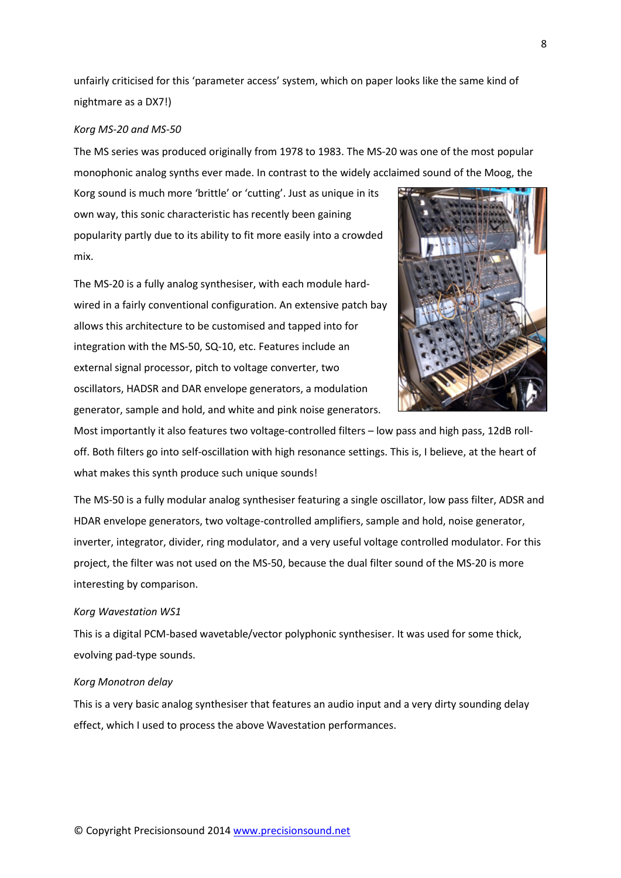unfairly criticised for this ‘parameter access’ system, which on paper looks like the same kind of nightmare as a DX7!)

*Korg MS-20 and MS-50*

The MS series was produced originally from 1978 to 1983. The MS-20 was one of the most popular monophonic analog synths ever made. In contrast to the widely acclaimed sound of the Moog, the Korg sound is much more ‘brittle’ or ‘cutting’. Just as unique in its own way, this sonic characteristic has recently been gaining popularity partly due to its ability to fit more easily into a crowded mix.

The MS-20 is a fully analog synthesiser, with each module hard-wired in a fairly conventional configuration. An extensive patch bay allows this architecture to be customised and tapped into for integration with the MS-50, SQ-10, etc. Features include an external signal processor, pitch to voltage converter, two oscillators, HADSR and DAR envelope generators, a modulation generator, sample and hold, and white and pink noise generators. Most importantly it also features two voltage-controlled filters – low pass and high pass, 12dB roll-off. Both filters go into self-oscillation with high resonance settings. This is, I believe, at the heart of what makes this synth produce such unique sounds!

The MS-50 is a fully modular analog synthesiser featuring a single oscillator, low pass filter, ADSR and HDAR envelope generators, two voltage-controlled amplifiers, sample and hold, noise generator, inverter, integrator, divider, ring modulator, and a very useful voltage controlled modulator. For this project, the filter was not used on the MS-50, because the dual filter sound of the MS-20 is more interesting by comparison.

*Korg Wavestation WS1*

This is a digital PCM-based wavetable/vector polyphonic synthesiser. It was used for some thick, evolving pad-type sounds.

*Korg Monotron delay*

This is a very basic analog synthesiser that features an audio input and a very dirty sounding delay effect, which I used to process the above Wavestation performances.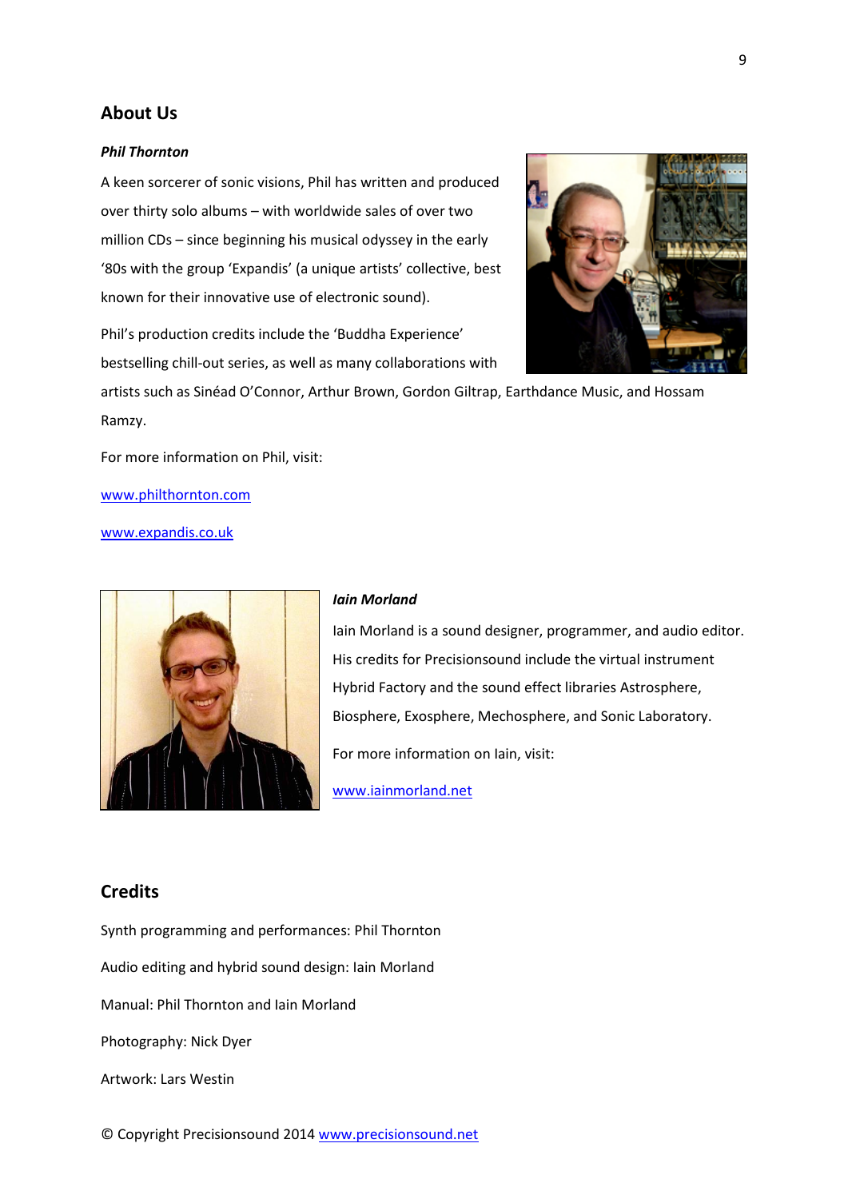## About Us

***Phil Thornton***

A keen sorcerer of sonic visions, Phil has written and produced over thirty solo albums – with worldwide sales of over two million CDs – since beginning his musical odyssey in the early '80s with the group 'Expandis' (a unique artists' collective, best known for their innovative use of electronic sound).

Phil's production credits include the 'Buddha Experience' bestselling chill-out series, as well as many collaborations with artists such as Sinéad O'Connor, Arthur Brown, Gordon Giltrap, Earthdance Music, and Hossam Ramzy.

For more information on Phil, visit:

www.philthornton.com

www.expandis.co.uk

***Iain Morland***

Iain Morland is a sound designer, programmer, and audio editor. His credits for Precisionsound include the virtual instrument Hybrid Factory and the sound effect libraries Astrosphere, Biosphere, Exosphere, Mechosphere, and Sonic Laboratory.

For more information on Iain, visit:

www.iainmorland.net

## Credits

Synth programming and performances: Phil Thornton

Audio editing and hybrid sound design: Iain Morland

Manual: Phil Thornton and Iain Morland

Photography: Nick Dyer

Artwork: Lars Westin

© Copyright Precisionsound 2014 www.precisionsound.net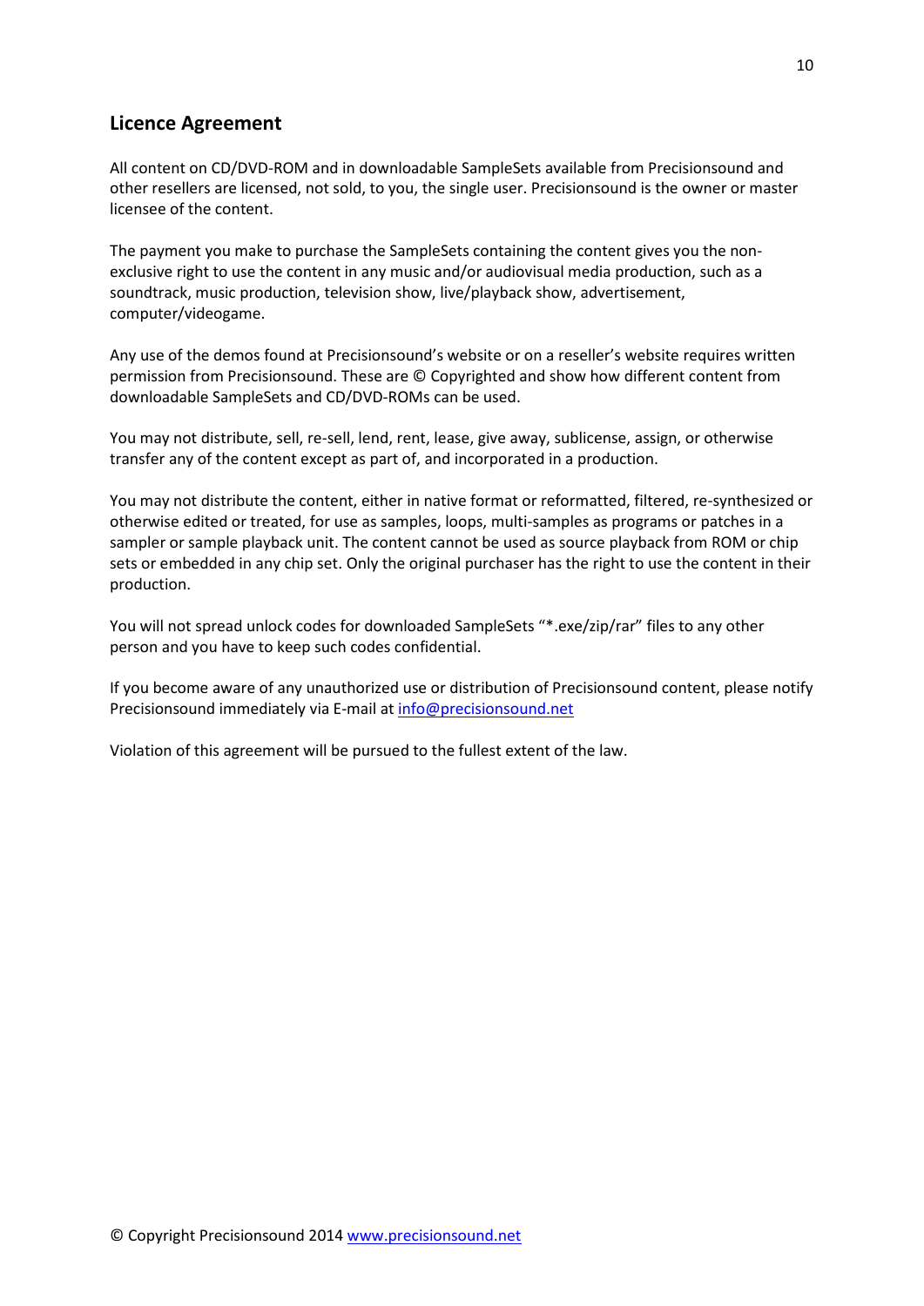## Licence Agreement

All content on CD/DVD-ROM and in downloadable SampleSets available from Precisionsound and other resellers are licensed, not sold, to you, the single user. Precisionsound is the owner or master licensee of the content.

The payment you make to purchase the SampleSets containing the content gives you the non-exclusive right to use the content in any music and/or audiovisual media production, such as a soundtrack, music production, television show, live/playback show, advertisement, computer/videogame.

Any use of the demos found at Precisionsound's website or on a reseller's website requires written permission from Precisionsound. These are © Copyrighted and show how different content from downloadable SampleSets and CD/DVD-ROMs can be used.

You may not distribute, sell, re-sell, lend, rent, lease, give away, sublicense, assign, or otherwise transfer any of the content except as part of, and incorporated in a production.

You may not distribute the content, either in native format or reformatted, filtered, re-synthesized or otherwise edited or treated, for use as samples, loops, multi-samples as programs or patches in a sampler or sample playback unit. The content cannot be used as source playback from ROM or chip sets or embedded in any chip set. Only the original purchaser has the right to use the content in their production.

You will not spread unlock codes for downloaded SampleSets "*.exe/zip/rar" files to any other person and you have to keep such codes confidential.

If you become aware of any unauthorized use or distribution of Precisionsound content, please notify Precisionsound immediately via E-mail at info@precisionsound.net

Violation of this agreement will be pursued to the fullest extent of the law.